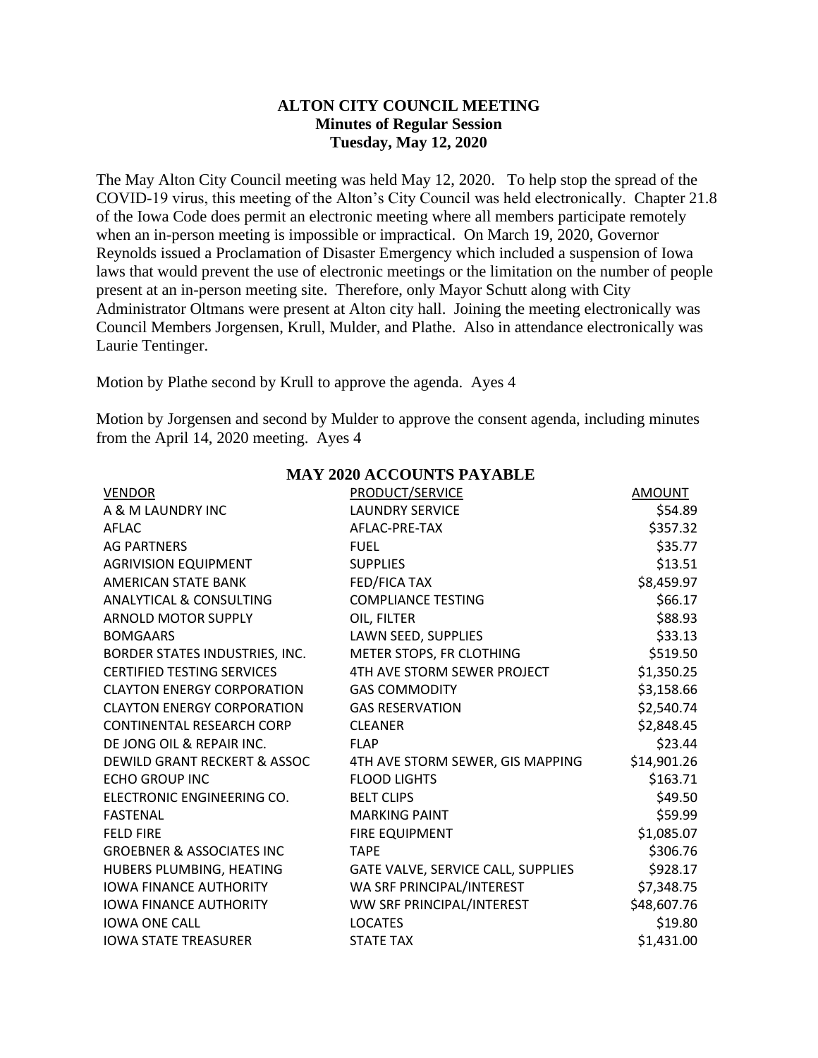**ALTON CITY COUNCIL MEETING**
**Minutes of Regular Session**
**Tuesday, May 12, 2020**

The May Alton City Council meeting was held May 12, 2020. To help stop the spread of the COVID-19 virus, this meeting of the Alton's City Council was held electronically. Chapter 21.8 of the Iowa Code does permit an electronic meeting where all members participate remotely when an in-person meeting is impossible or impractical. On March 19, 2020, Governor Reynolds issued a Proclamation of Disaster Emergency which included a suspension of Iowa laws that would prevent the use of electronic meetings or the limitation on the number of people present at an in-person meeting site. Therefore, only Mayor Schutt along with City Administrator Oltmans were present at Alton city hall. Joining the meeting electronically was Council Members Jorgensen, Krull, Mulder, and Plathe. Also in attendance electronically was Laurie Tentinger.

Motion by Plathe second by Krull to approve the agenda. Ayes 4

Motion by Jorgensen and second by Mulder to approve the consent agenda, including minutes from the April 14, 2020 meeting. Ayes 4

**MAY 2020 ACCOUNTS PAYABLE**

| VENDOR | PRODUCT/SERVICE | AMOUNT |
|---|---|---|
| A & M LAUNDRY INC | LAUNDRY SERVICE | $54.89 |
| AFLAC | AFLAC-PRE-TAX | $357.32 |
| AG PARTNERS | FUEL | $35.77 |
| AGRIVISION EQUIPMENT | SUPPLIES | $13.51 |
| AMERICAN STATE BANK | FED/FICA TAX | $8,459.97 |
| ANALYTICAL & CONSULTING | COMPLIANCE TESTING | $66.17 |
| ARNOLD MOTOR SUPPLY | OIL, FILTER | $88.93 |
| BOMGAARS | LAWN SEED, SUPPLIES | $33.13 |
| BORDER STATES INDUSTRIES, INC. | METER STOPS, FR CLOTHING | $519.50 |
| CERTIFIED TESTING SERVICES | 4TH AVE STORM SEWER PROJECT | $1,350.25 |
| CLAYTON ENERGY CORPORATION | GAS COMMODITY | $3,158.66 |
| CLAYTON ENERGY CORPORATION | GAS RESERVATION | $2,540.74 |
| CONTINENTAL RESEARCH CORP | CLEANER | $2,848.45 |
| DE JONG OIL & REPAIR INC. | FLAP | $23.44 |
| DEWILD GRANT RECKERT & ASSOC | 4TH AVE STORM SEWER, GIS MAPPING | $14,901.26 |
| ECHO GROUP INC | FLOOD LIGHTS | $163.71 |
| ELECTRONIC ENGINEERING CO. | BELT CLIPS | $49.50 |
| FASTENAL | MARKING PAINT | $59.99 |
| FELD FIRE | FIRE EQUIPMENT | $1,085.07 |
| GROEBNER & ASSOCIATES INC | TAPE | $306.76 |
| HUBERS PLUMBING, HEATING | GATE VALVE, SERVICE CALL, SUPPLIES | $928.17 |
| IOWA FINANCE AUTHORITY | WA SRF PRINCIPAL/INTEREST | $7,348.75 |
| IOWA FINANCE AUTHORITY | WW SRF PRINCIPAL/INTEREST | $48,607.76 |
| IOWA ONE CALL | LOCATES | $19.80 |
| IOWA STATE TREASURER | STATE TAX | $1,431.00 |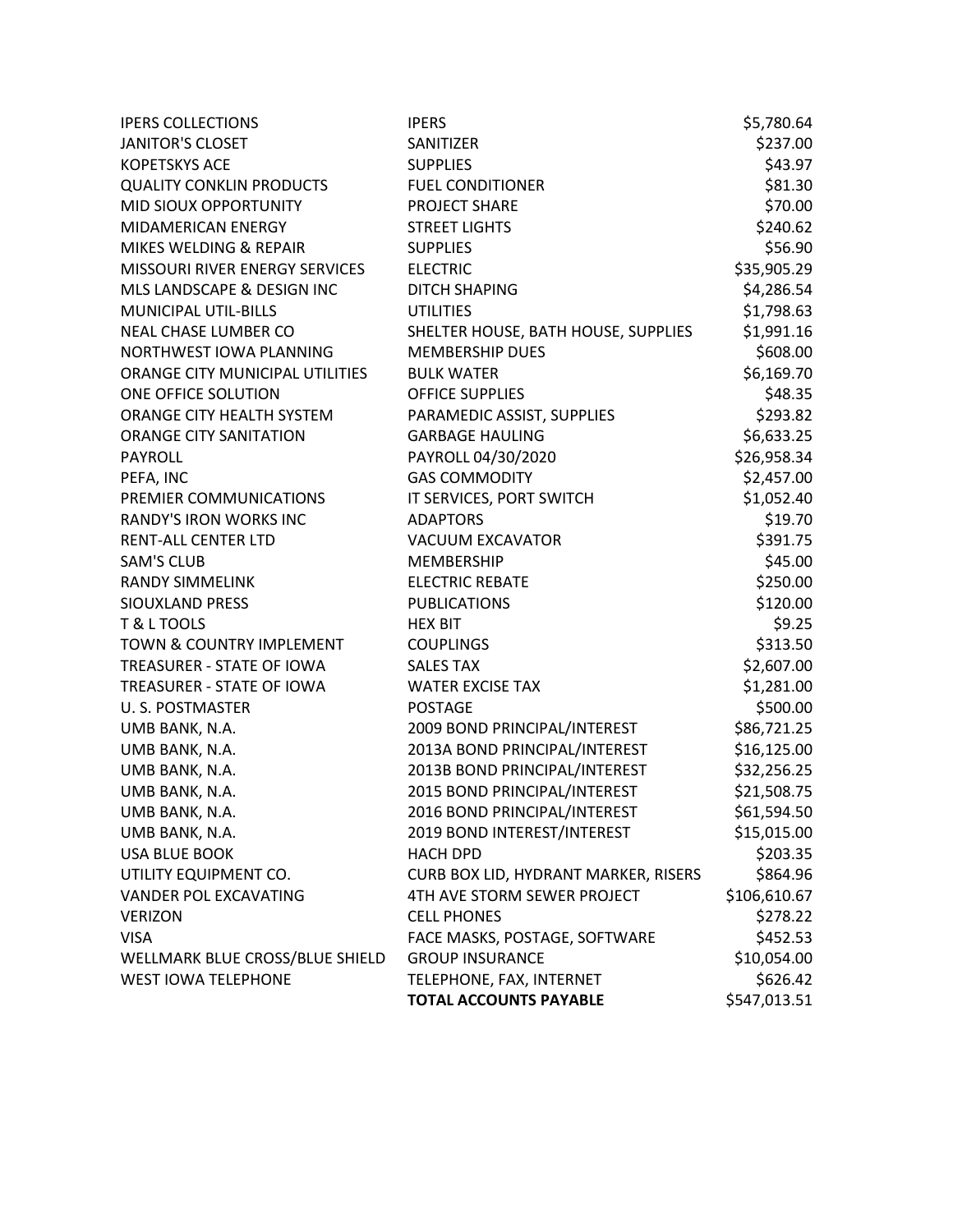| | | |
|---|---|---|
| IPERS COLLECTIONS | IPERS | $5,780.64 |
| JANITOR'S CLOSET | SANITIZER | $237.00 |
| KOPETSKYS ACE | SUPPLIES | $43.97 |
| QUALITY CONKLIN PRODUCTS | FUEL CONDITIONER | $81.30 |
| MID SIOUX OPPORTUNITY | PROJECT SHARE | $70.00 |
| MIDAMERICAN ENERGY | STREET LIGHTS | $240.62 |
| MIKES WELDING & REPAIR | SUPPLIES | $56.90 |
| MISSOURI RIVER ENERGY SERVICES | ELECTRIC | $35,905.29 |
| MLS LANDSCAPE & DESIGN INC | DITCH SHAPING | $4,286.54 |
| MUNICIPAL UTIL-BILLS | UTILITIES | $1,798.63 |
| NEAL CHASE LUMBER CO | SHELTER HOUSE, BATH HOUSE, SUPPLIES | $1,991.16 |
| NORTHWEST IOWA PLANNING | MEMBERSHIP DUES | $608.00 |
| ORANGE CITY MUNICIPAL UTILITIES | BULK WATER | $6,169.70 |
| ONE OFFICE SOLUTION | OFFICE SUPPLIES | $48.35 |
| ORANGE CITY HEALTH SYSTEM | PARAMEDIC ASSIST, SUPPLIES | $293.82 |
| ORANGE CITY SANITATION | GARBAGE HAULING | $6,633.25 |
| PAYROLL | PAYROLL 04/30/2020 | $26,958.34 |
| PEFA, INC | GAS COMMODITY | $2,457.00 |
| PREMIER COMMUNICATIONS | IT SERVICES, PORT SWITCH | $1,052.40 |
| RANDY'S IRON WORKS INC | ADAPTORS | $19.70 |
| RENT-ALL CENTER LTD | VACUUM EXCAVATOR | $391.75 |
| SAM'S CLUB | MEMBERSHIP | $45.00 |
| RANDY SIMMELINK | ELECTRIC REBATE | $250.00 |
| SIOUXLAND PRESS | PUBLICATIONS | $120.00 |
| T & L TOOLS | HEX BIT | $9.25 |
| TOWN & COUNTRY IMPLEMENT | COUPLINGS | $313.50 |
| TREASURER - STATE OF IOWA | SALES TAX | $2,607.00 |
| TREASURER - STATE OF IOWA | WATER EXCISE TAX | $1,281.00 |
| U. S. POSTMASTER | POSTAGE | $500.00 |
| UMB BANK, N.A. | 2009 BOND PRINCIPAL/INTEREST | $86,721.25 |
| UMB BANK, N.A. | 2013A BOND PRINCIPAL/INTEREST | $16,125.00 |
| UMB BANK, N.A. | 2013B BOND PRINCIPAL/INTEREST | $32,256.25 |
| UMB BANK, N.A. | 2015 BOND PRINCIPAL/INTEREST | $21,508.75 |
| UMB BANK, N.A. | 2016 BOND PRINCIPAL/INTEREST | $61,594.50 |
| UMB BANK, N.A. | 2019 BOND INTEREST/INTEREST | $15,015.00 |
| USA BLUE BOOK | HACH DPD | $203.35 |
| UTILITY EQUIPMENT CO. | CURB BOX LID, HYDRANT MARKER, RISERS | $864.96 |
| VANDER POL EXCAVATING | 4TH AVE STORM SEWER PROJECT | $106,610.67 |
| VERIZON | CELL PHONES | $278.22 |
| VISA | FACE MASKS, POSTAGE, SOFTWARE | $452.53 |
| WELLMARK BLUE CROSS/BLUE SHIELD | GROUP INSURANCE | $10,054.00 |
| WEST IOWA TELEPHONE | TELEPHONE, FAX, INTERNET | $626.42 |
| | **TOTAL ACCOUNTS PAYABLE** | $547,013.51 |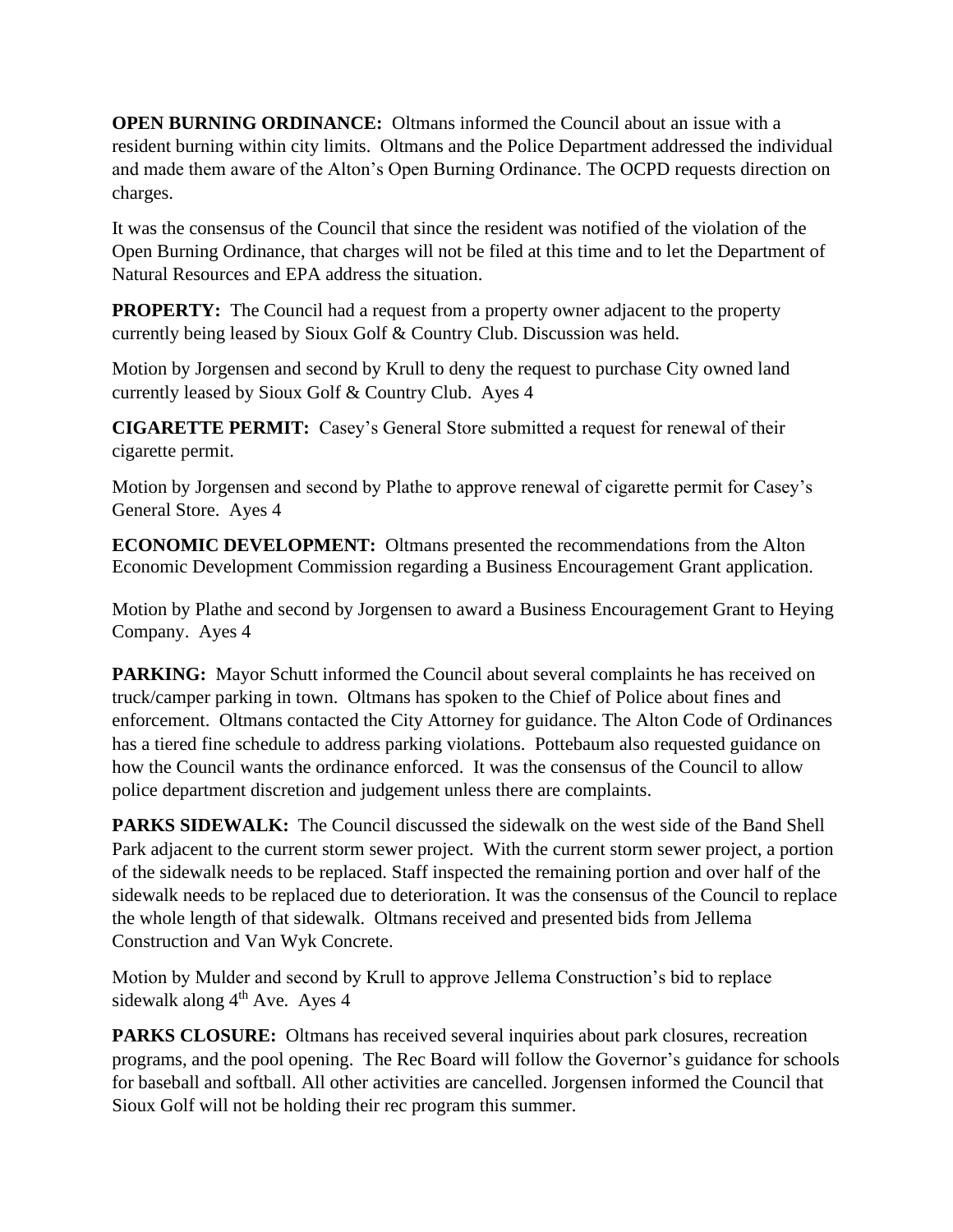**OPEN BURNING ORDINANCE:** Oltmans informed the Council about an issue with a resident burning within city limits. Oltmans and the Police Department addressed the individual and made them aware of the Alton's Open Burning Ordinance. The OCPD requests direction on charges.

It was the consensus of the Council that since the resident was notified of the violation of the Open Burning Ordinance, that charges will not be filed at this time and to let the Department of Natural Resources and EPA address the situation.

**PROPERTY:** The Council had a request from a property owner adjacent to the property currently being leased by Sioux Golf & Country Club. Discussion was held.

Motion by Jorgensen and second by Krull to deny the request to purchase City owned land currently leased by Sioux Golf & Country Club. Ayes 4

**CIGARETTE PERMIT:** Casey's General Store submitted a request for renewal of their cigarette permit.

Motion by Jorgensen and second by Plathe to approve renewal of cigarette permit for Casey's General Store. Ayes 4

**ECONOMIC DEVELOPMENT:** Oltmans presented the recommendations from the Alton Economic Development Commission regarding a Business Encouragement Grant application.

Motion by Plathe and second by Jorgensen to award a Business Encouragement Grant to Heying Company. Ayes 4

**PARKING:** Mayor Schutt informed the Council about several complaints he has received on truck/camper parking in town. Oltmans has spoken to the Chief of Police about fines and enforcement. Oltmans contacted the City Attorney for guidance. The Alton Code of Ordinances has a tiered fine schedule to address parking violations. Pottebaum also requested guidance on how the Council wants the ordinance enforced. It was the consensus of the Council to allow police department discretion and judgement unless there are complaints.

**PARKS SIDEWALK:** The Council discussed the sidewalk on the west side of the Band Shell Park adjacent to the current storm sewer project. With the current storm sewer project, a portion of the sidewalk needs to be replaced. Staff inspected the remaining portion and over half of the sidewalk needs to be replaced due to deterioration. It was the consensus of the Council to replace the whole length of that sidewalk. Oltmans received and presented bids from Jellema Construction and Van Wyk Concrete.

Motion by Mulder and second by Krull to approve Jellema Construction's bid to replace sidewalk along 4th Ave. Ayes 4

**PARKS CLOSURE:** Oltmans has received several inquiries about park closures, recreation programs, and the pool opening. The Rec Board will follow the Governor's guidance for schools for baseball and softball. All other activities are cancelled. Jorgensen informed the Council that Sioux Golf will not be holding their rec program this summer.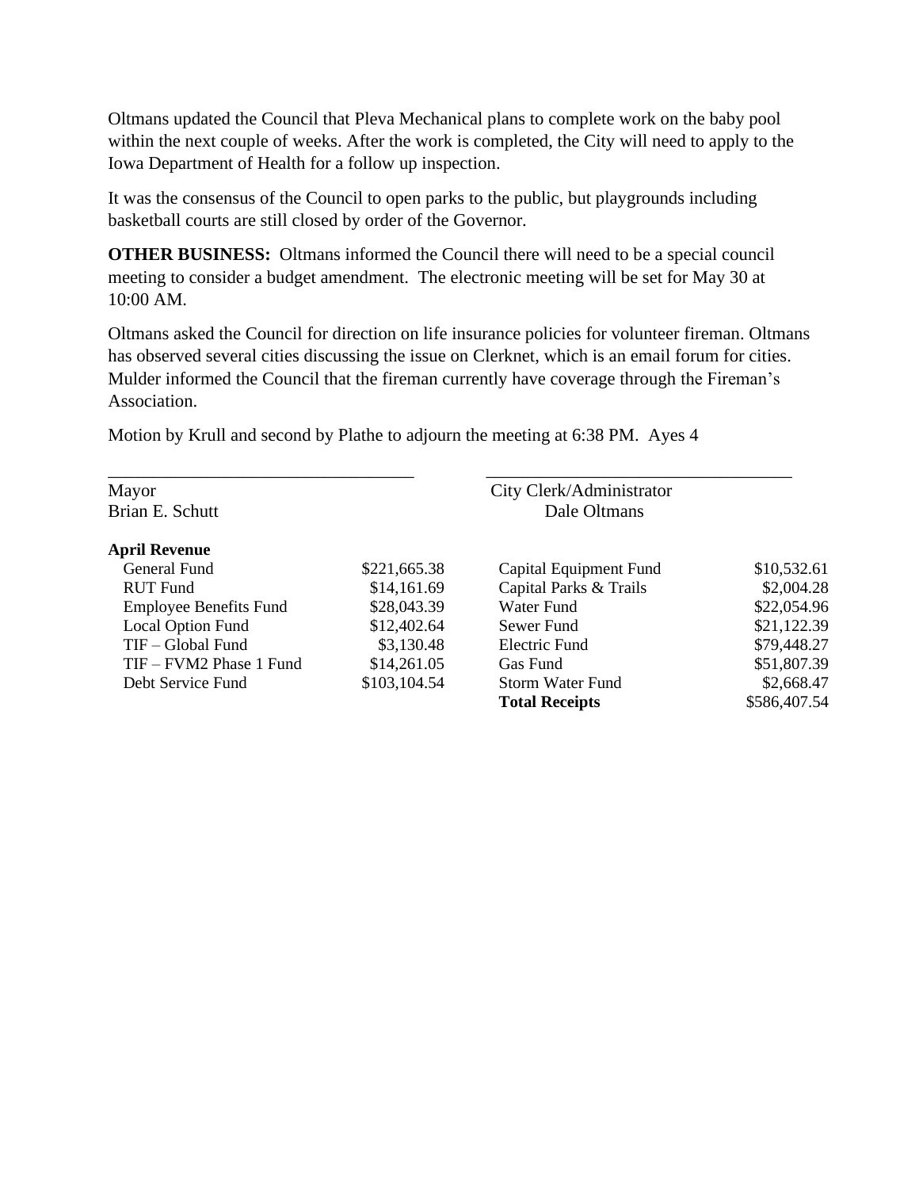Oltmans updated the Council that Pleva Mechanical plans to complete work on the baby pool within the next couple of weeks. After the work is completed, the City will need to apply to the Iowa Department of Health for a follow up inspection.

It was the consensus of the Council to open parks to the public, but playgrounds including basketball courts are still closed by order of the Governor.

**OTHER BUSINESS:** Oltmans informed the Council there will need to be a special council meeting to consider a budget amendment. The electronic meeting will be set for May 30 at 10:00 AM.

Oltmans asked the Council for direction on life insurance policies for volunteer fireman. Oltmans has observed several cities discussing the issue on Clerknet, which is an email forum for cities. Mulder informed the Council that the fireman currently have coverage through the Fireman's Association.

Motion by Krull and second by Plathe to adjourn the meeting at 6:38 PM. Ayes 4

\_\_\_\_\_\_\_\_\_\_\_\_\_\_\_\_\_\_\_\_\_\_\_\_\_\_\_\_\_\_\_\_\_\_ \_\_\_\_\_\_\_\_\_\_\_\_\_\_\_\_\_\_\_\_\_\_\_\_\_\_\_\_\_\_\_\_\_\_

Mayor — Brian E. Schutt

City Clerk/Administrator — Dale Oltmans

**April Revenue**

| | | | |
|---|---|---|---|
| General Fund | $221,665.38 | Capital Equipment Fund | $10,532.61 |
| RUT Fund | $14,161.69 | Capital Parks & Trails | $2,004.28 |
| Employee Benefits Fund | $28,043.39 | Water Fund | $22,054.96 |
| Local Option Fund | $12,402.64 | Sewer Fund | $21,122.39 |
| TIF – Global Fund | $3,130.48 | Electric Fund | $79,448.27 |
| TIF – FVM2 Phase 1 Fund | $14,261.05 | Gas Fund | $51,807.39 |
| Debt Service Fund | $103,104.54 | Storm Water Fund | $2,668.47 |
| | | **Total Receipts** | $586,407.54 |